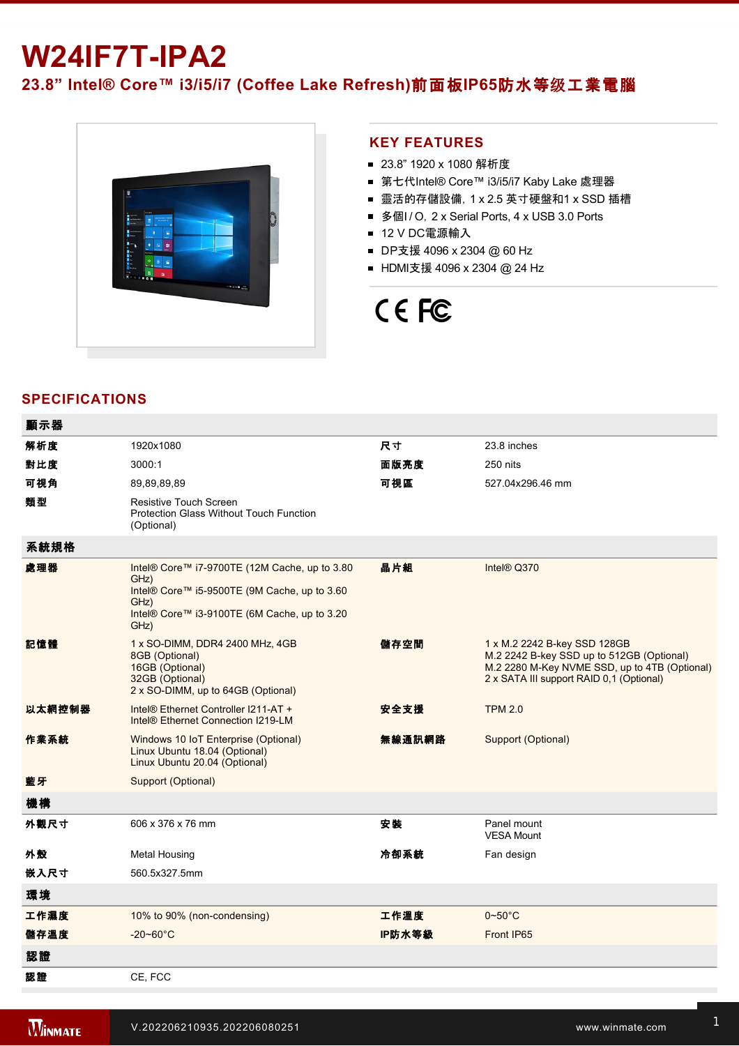# W24IF7T-IPA2

## 23.8” Intel® Core™ i3/i5/i7 (Coffee Lake Refresh)前面板IP65防水等级工業電腦

## KEY FEATURES

- 23.8” 1920 x 1080 解析度
- 第七代Intel® Core™ i3/i5/i7 Kaby Lake 處理器
- 靈活的存儲設備, 1 x 2.5 英寸硬盤和1 x SSD 插槽
- 多個I / O, 2 x Serial Ports, 4 x USB 3.0 Ports
- 12 V DC電源輸入
- DP支援 4096 x 2304 @ 60 Hz
- HDMI支援 4096 x 2304 @ 24 Hz

CE FC

## SPECIFICATIONS

| **顯示器** | | | |
|---|---|---|---|
| **解析度** | 1920x1080 | **尺寸** | 23.8 inches |
| **對比度** | 3000:1 | **面版亮度** | 250 nits |
| **可視角** | 89,89,89,89 | **可視區** | 527.04x296.46 mm |
| **類型** | Resistive Touch Screen<br>Protection Glass Without Touch Function (Optional) | | |
| **系統規格** | | | |
| **處理器** | Intel® Core™ i7-9700TE (12M Cache, up to 3.80 GHz)<br>Intel® Core™ i5-9500TE (9M Cache, up to 3.60 GHz)<br>Intel® Core™ i3-9100TE (6M Cache, up to 3.20 GHz) | **晶片組** | Intel® Q370 |
| **記憶體** | 1 x SO-DIMM, DDR4 2400 MHz, 4GB<br>8GB (Optional)<br>16GB (Optional)<br>32GB (Optional)<br>2 x SO-DIMM, up to 64GB (Optional) | **儲存空間** | 1 x M.2 2242 B-key SSD 128GB<br>M.2 2242 B-key SSD up to 512GB (Optional)<br>M.2 2280 M-Key NVME SSD, up to 4TB (Optional)<br>2 x SATA III support RAID 0,1 (Optional) |
| **以太網控制器** | Intel® Ethernet Controller I211-AT +<br>Intel® Ethernet Connection I219-LM | **安全支援** | TPM 2.0 |
| **作業系統** | Windows 10 IoT Enterprise (Optional)<br>Linux Ubuntu 18.04 (Optional)<br>Linux Ubuntu 20.04 (Optional) | **無線通訊網路** | Support (Optional) |
| **藍牙** | Support (Optional) | | |
| **機構** | | | |
| **外觀尺寸** | 606 x 376 x 76 mm | **安裝** | Panel mount<br>VESA Mount |
| **外殼** | Metal Housing | **冷卻系統** | Fan design |
| **嵌入尺寸** | 560.5x327.5mm | | |
| **環境** | | | |
| **工作濕度** | 10% to 90% (non-condensing) | **工作溫度** | 0~50°C |
| **儲存溫度** | -20~60°C | **IP防水等級** | Front IP65 |
| **認證** | | | |
| **認證** | CE, FCC | | |

V.202206210935.202206080251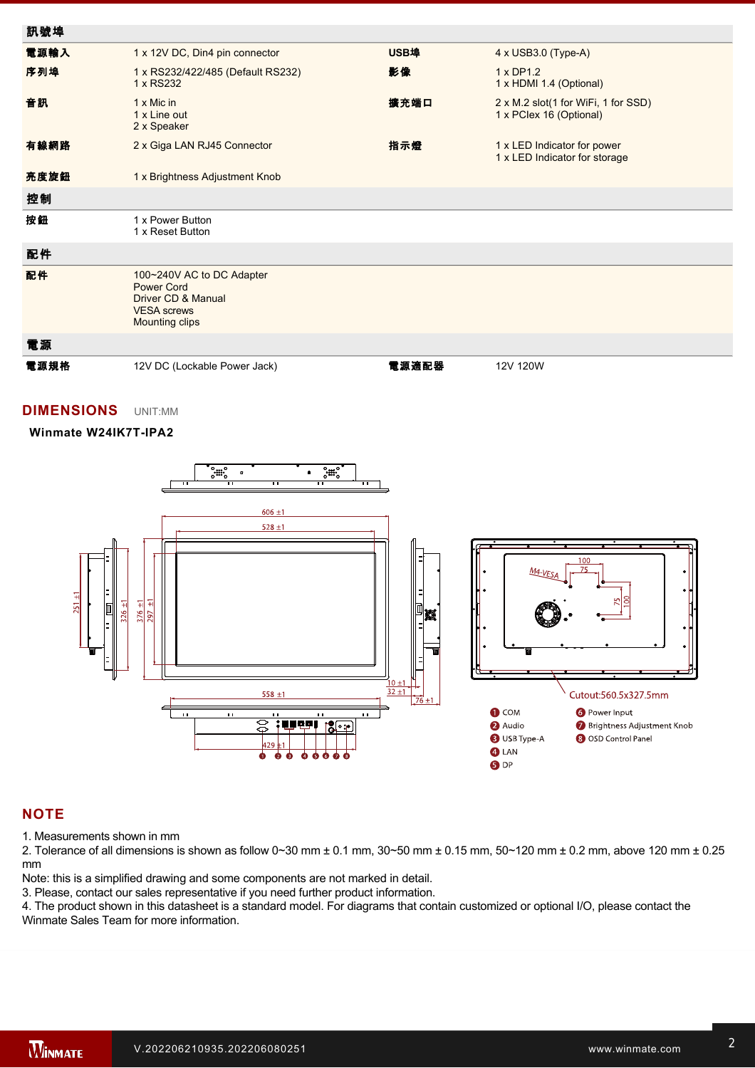| | | | |
|---|---|---|---|
| **訊號埠** | | | |
| **電源輸入** | 1 x 12V DC, Din4 pin connector | **USB埠** | 4 x USB3.0 (Type-A) |
| **序列埠** | 1 x RS232/422/485 (Default RS232)<br>1 x RS232 | **影像** | 1 x DP1.2<br>1 x HDMI 1.4 (Optional) |
| **音訊** | 1 x Mic in<br>1 x Line out<br>2 x Speaker | **擴充端口** | 2 x M.2 slot(1 for WiFi, 1 for SSD)<br>1 x PClex 16 (Optional) |
| **有線網路** | 2 x Giga LAN RJ45 Connector | **指示燈** | 1 x LED Indicator for power<br>1 x LED Indicator for storage |
| **亮度旋鈕** | 1 x Brightness Adjustment Knob | | |
| **控制** | | | |
| **按鈕** | 1 x Power Button<br>1 x Reset Button | | |
| **配件** | | | |
| **配件** | 100~240V AC to DC Adapter<br>Power Cord<br>Driver CD & Manual<br>VESA screws<br>Mounting clips | | |
| **電源** | | | |
| **電源規格** | 12V DC (Lockable Power Jack) | **電源適配器** | 12V 120W |

## DIMENSIONS UNIT:MM

**Winmate W24IK7T-IPA2**

606 ±1
528 ±1
251 ±1
326 ±1
376 ±1
297 ±1
10 ±1
32 ±1
76 ±1
558 ±1
429 ±1
M4-VESA
100
75
75
100
Cutout:560.5x327.5mm

1 COM
2 Audio
3 USB Type-A
4 LAN
5 DP
6 Power Input
7 Brightness Adjustment Knob
8 OSD Control Panel

## NOTE

1. Measurements shown in mm
2. Tolerance of all dimensions is shown as follow 0~30 mm ± 0.1 mm, 30~50 mm ± 0.15 mm, 50~120 mm ± 0.2 mm, above 120 mm ± 0.25 mm

Note: this is a simplified drawing and some components are not marked in detail.

3. Please, contact our sales representative if you need further product information.
4. The product shown in this datasheet is a standard model. For diagrams that contain customized or optional I/O, please contact the Winmate Sales Team for more information.